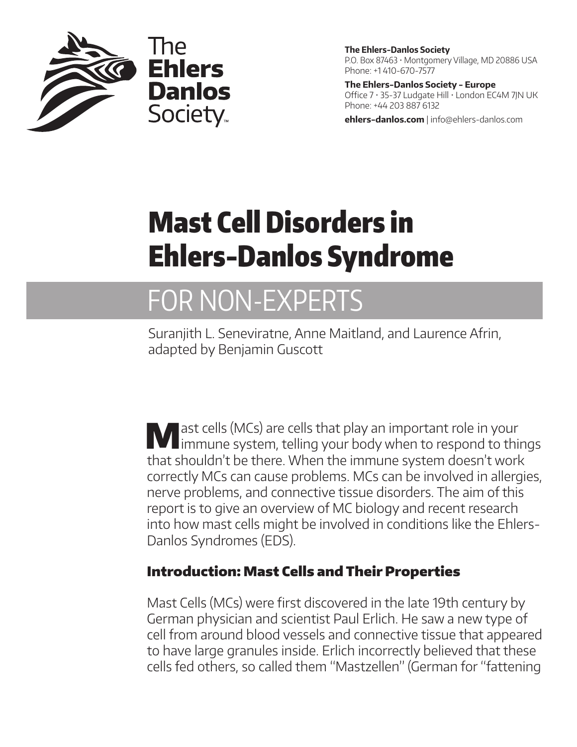The Ehlers Danlos Society

**The Ehlers-Danlos Society**
P.O. Box 87463 • Montgomery Village, MD 20886 USA
Phone: +1 410-670-7577

**The Ehlers-Danlos Society - Europe**
Office 7 • 35-37 Ludgate Hill • London EC4M 7JN UK
Phone: +44 203 887 6132

**ehlers-danlos.com** | info@ehlers-danlos.com

# Mast Cell Disorders in Ehlers-Danlos Syndrome

## FOR NON-EXPERTS

Suranjith L. Seneviratne, Anne Maitland, and Laurence Afrin, adapted by Benjamin Guscott

Mast cells (MCs) are cells that play an important role in your immune system, telling your body when to respond to things that shouldn't be there. When the immune system doesn't work correctly MCs can cause problems. MCs can be involved in allergies, nerve problems, and connective tissue disorders. The aim of this report is to give an overview of MC biology and recent research into how mast cells might be involved in conditions like the Ehlers-Danlos Syndromes (EDS).

### Introduction: Mast Cells and Their Properties

Mast Cells (MCs) were first discovered in the late 19th century by German physician and scientist Paul Erlich. He saw a new type of cell from around blood vessels and connective tissue that appeared to have large granules inside. Erlich incorrectly believed that these cells fed others, so called them "Mastzellen" (German for "fattening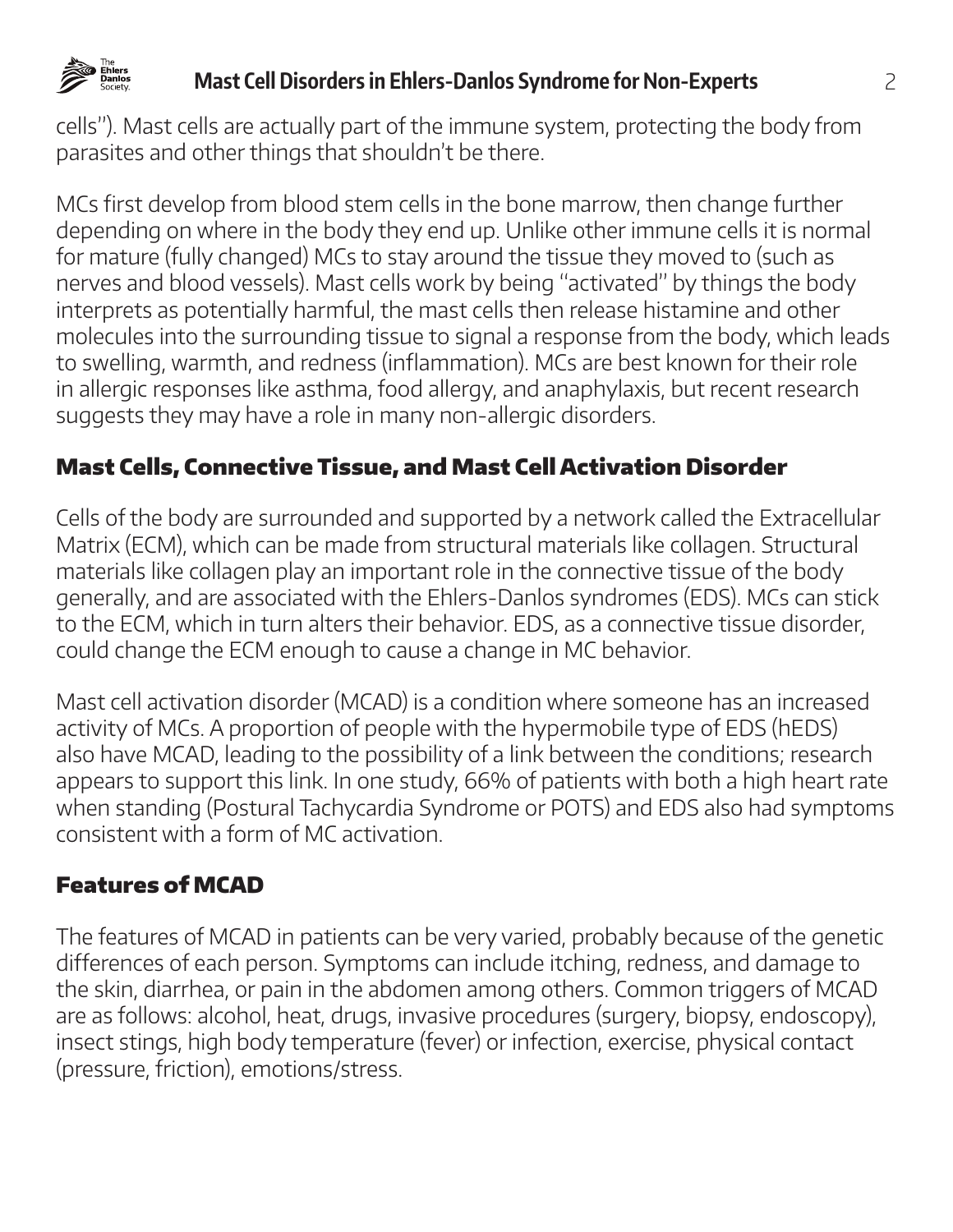cells"). Mast cells are actually part of the immune system, protecting the body from parasites and other things that shouldn't be there.

MCs first develop from blood stem cells in the bone marrow, then change further depending on where in the body they end up. Unlike other immune cells it is normal for mature (fully changed) MCs to stay around the tissue they moved to (such as nerves and blood vessels). Mast cells work by being "activated" by things the body interprets as potentially harmful, the mast cells then release histamine and other molecules into the surrounding tissue to signal a response from the body, which leads to swelling, warmth, and redness (inflammation). MCs are best known for their role in allergic responses like asthma, food allergy, and anaphylaxis, but recent research suggests they may have a role in many non-allergic disorders.

## Mast Cells, Connective Tissue, and Mast Cell Activation Disorder

Cells of the body are surrounded and supported by a network called the Extracellular Matrix (ECM), which can be made from structural materials like collagen. Structural materials like collagen play an important role in the connective tissue of the body generally, and are associated with the Ehlers-Danlos syndromes (EDS). MCs can stick to the ECM, which in turn alters their behavior. EDS, as a connective tissue disorder, could change the ECM enough to cause a change in MC behavior.

Mast cell activation disorder (MCAD) is a condition where someone has an increased activity of MCs. A proportion of people with the hypermobile type of EDS (hEDS) also have MCAD, leading to the possibility of a link between the conditions; research appears to support this link. In one study, 66% of patients with both a high heart rate when standing (Postural Tachycardia Syndrome or POTS) and EDS also had symptoms consistent with a form of MC activation.

## Features of MCAD

The features of MCAD in patients can be very varied, probably because of the genetic differences of each person. Symptoms can include itching, redness, and damage to the skin, diarrhea, or pain in the abdomen among others. Common triggers of MCAD are as follows: alcohol, heat, drugs, invasive procedures (surgery, biopsy, endoscopy), insect stings, high body temperature (fever) or infection, exercise, physical contact (pressure, friction), emotions/stress.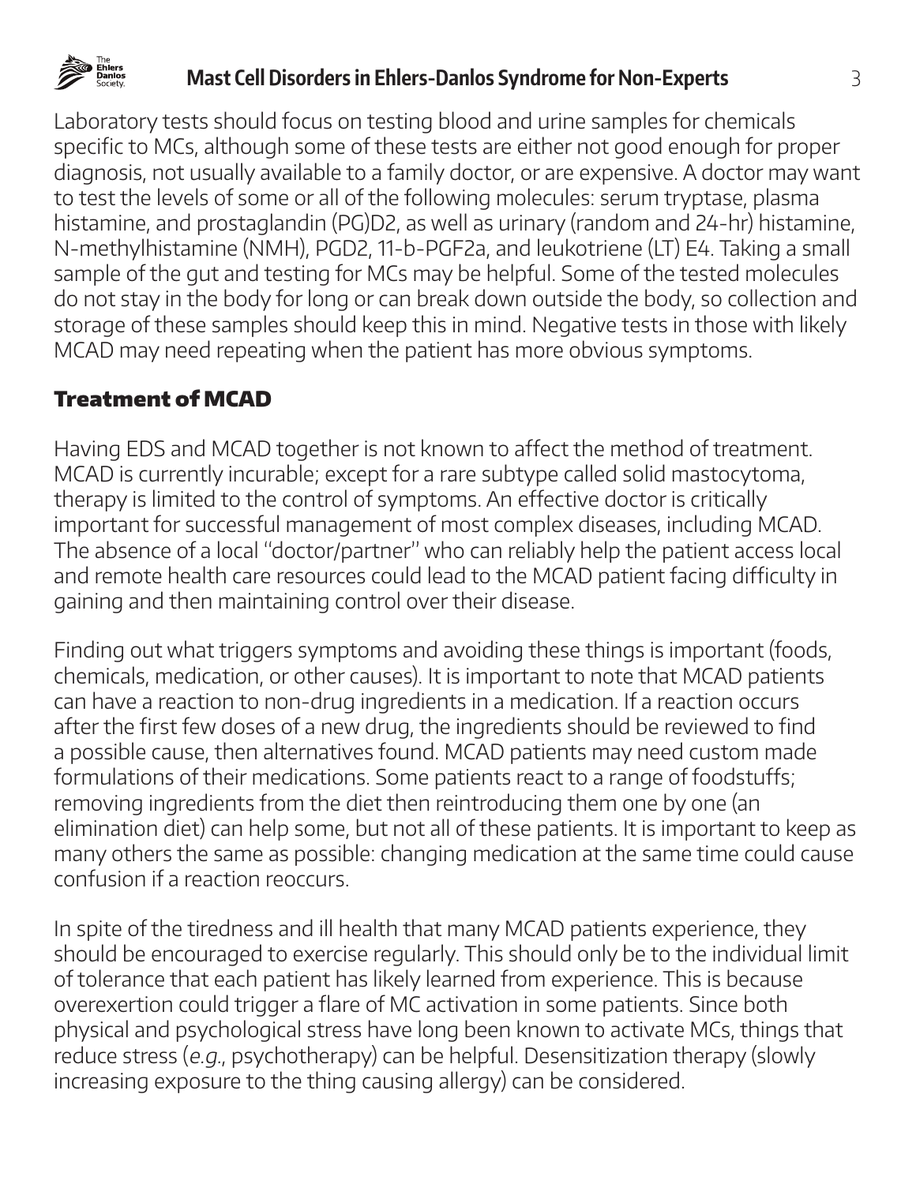Laboratory tests should focus on testing blood and urine samples for chemicals specific to MCs, although some of these tests are either not good enough for proper diagnosis, not usually available to a family doctor, or are expensive. A doctor may want to test the levels of some or all of the following molecules: serum tryptase, plasma histamine, and prostaglandin (PG)D2, as well as urinary (random and 24-hr) histamine, N-methylhistamine (NMH), PGD2, 11-b-PGF2a, and leukotriene (LT) E4. Taking a small sample of the gut and testing for MCs may be helpful. Some of the tested molecules do not stay in the body for long or can break down outside the body, so collection and storage of these samples should keep this in mind. Negative tests in those with likely MCAD may need repeating when the patient has more obvious symptoms.

## Treatment of MCAD

Having EDS and MCAD together is not known to affect the method of treatment. MCAD is currently incurable; except for a rare subtype called solid mastocytoma, therapy is limited to the control of symptoms. An effective doctor is critically important for successful management of most complex diseases, including MCAD. The absence of a local "doctor/partner" who can reliably help the patient access local and remote health care resources could lead to the MCAD patient facing difficulty in gaining and then maintaining control over their disease.

Finding out what triggers symptoms and avoiding these things is important (foods, chemicals, medication, or other causes). It is important to note that MCAD patients can have a reaction to non-drug ingredients in a medication. If a reaction occurs after the first few doses of a new drug, the ingredients should be reviewed to find a possible cause, then alternatives found. MCAD patients may need custom made formulations of their medications. Some patients react to a range of foodstuffs; removing ingredients from the diet then reintroducing them one by one (an elimination diet) can help some, but not all of these patients. It is important to keep as many others the same as possible: changing medication at the same time could cause confusion if a reaction reoccurs.

In spite of the tiredness and ill health that many MCAD patients experience, they should be encouraged to exercise regularly. This should only be to the individual limit of tolerance that each patient has likely learned from experience. This is because overexertion could trigger a flare of MC activation in some patients. Since both physical and psychological stress have long been known to activate MCs, things that reduce stress (*e.g.*, psychotherapy) can be helpful. Desensitization therapy (slowly increasing exposure to the thing causing allergy) can be considered.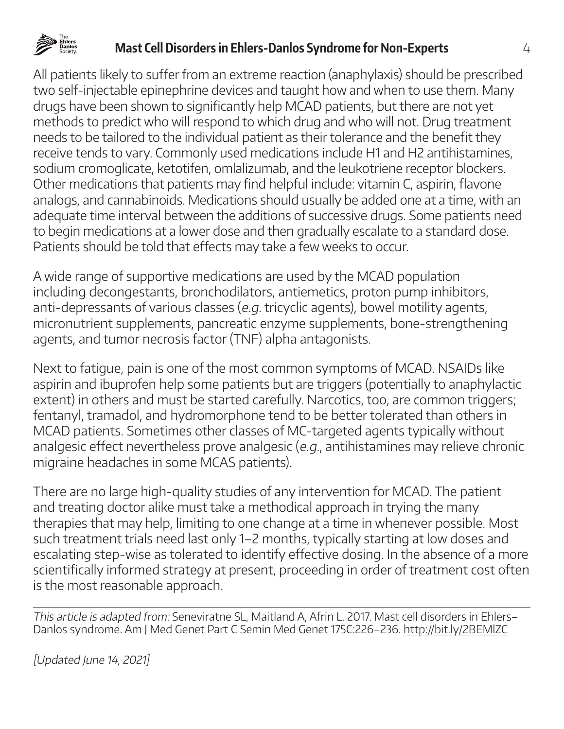All patients likely to suffer from an extreme reaction (anaphylaxis) should be prescribed two self-injectable epinephrine devices and taught how and when to use them. Many drugs have been shown to significantly help MCAD patients, but there are not yet methods to predict who will respond to which drug and who will not. Drug treatment needs to be tailored to the individual patient as their tolerance and the benefit they receive tends to vary. Commonly used medications include H1 and H2 antihistamines, sodium cromoglicate, ketotifen, omlalizumab, and the leukotriene receptor blockers. Other medications that patients may find helpful include: vitamin C, aspirin, flavone analogs, and cannabinoids. Medications should usually be added one at a time, with an adequate time interval between the additions of successive drugs. Some patients need to begin medications at a lower dose and then gradually escalate to a standard dose. Patients should be told that effects may take a few weeks to occur.

A wide range of supportive medications are used by the MCAD population including decongestants, bronchodilators, antiemetics, proton pump inhibitors, anti-depressants of various classes (*e.g.* tricyclic agents), bowel motility agents, micronutrient supplements, pancreatic enzyme supplements, bone-strengthening agents, and tumor necrosis factor (TNF) alpha antagonists.

Next to fatigue, pain is one of the most common symptoms of MCAD. NSAIDs like aspirin and ibuprofen help some patients but are triggers (potentially to anaphylactic extent) in others and must be started carefully. Narcotics, too, are common triggers; fentanyl, tramadol, and hydromorphone tend to be better tolerated than others in MCAD patients. Sometimes other classes of MC-targeted agents typically without analgesic effect nevertheless prove analgesic (*e.g.*, antihistamines may relieve chronic migraine headaches in some MCAS patients).

There are no large high-quality studies of any intervention for MCAD. The patient and treating doctor alike must take a methodical approach in trying the many therapies that may help, limiting to one change at a time in whenever possible. Most such treatment trials need last only 1–2 months, typically starting at low doses and escalating step-wise as tolerated to identify effective dosing. In the absence of a more scientifically informed strategy at present, proceeding in order of treatment cost often is the most reasonable approach.

---

*This article is adapted from:* Seneviratne SL, Maitland A, Afrin L. 2017. Mast cell disorders in Ehlers–Danlos syndrome. Am J Med Genet Part C Semin Med Genet 175C:226–236. http://bit.ly/2BEMlZC

*[Updated June 14, 2021]*